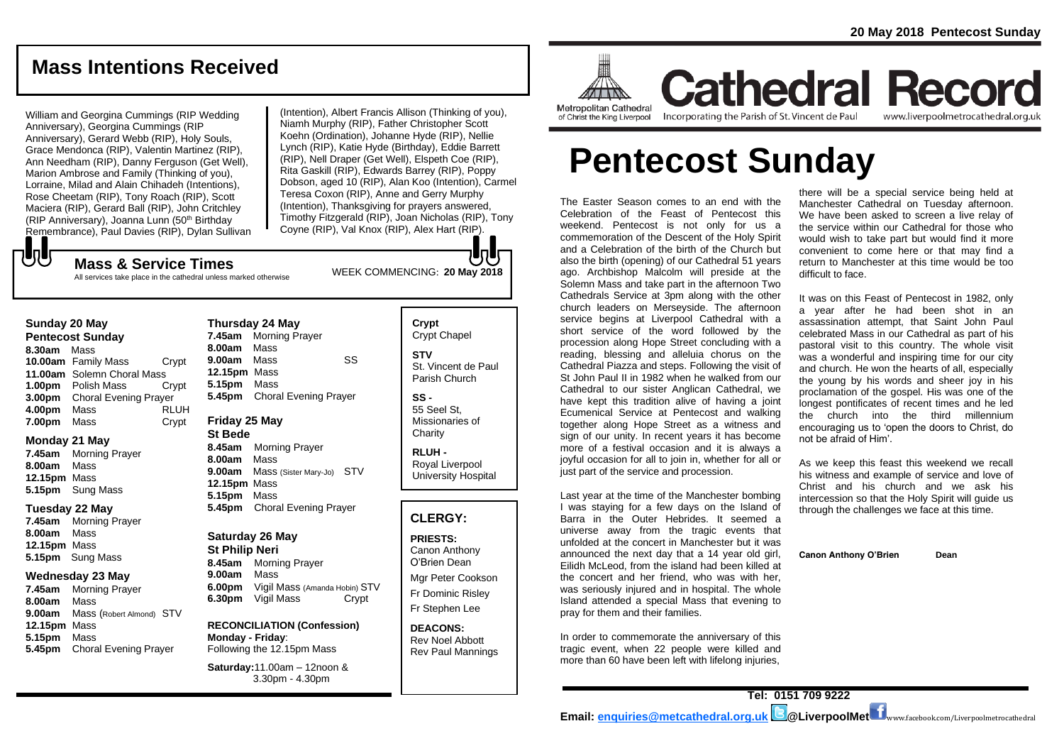# Mass Intentions Received

William and Georgina Cummings (RIP Wedding Anniversary), Georgina Cummings (RIP Anniversary), Gerard Webb (RIP), Holy Souls, Grace Mendonca (RIP), Valentin Martinez (RIP), Ann Needham (RIP), Danny Ferguson (Get Well), Marion Ambrose and Family (Thinking of you), Lorraine, Milad and Alain Chihadeh (Intentions), Rose Cheetam (RIP), Tony Roach (RIP), Scott Maciera (RIP), Gerard Ball (RIP), John Critchley (RIP Anniversary), Joanna Lunn (50th Birthday Remembrance), Paul Davies (RIP), Dylan Sullivan (Intention), Albert Francis Allison (Thinking of you), Niamh Murphy (RIP), Father Christopher Scott Koehn (Ordination), Johanne Hyde (RIP), Nellie Lynch (RIP), Katie Hyde (Birthday), Eddie Barrett (RIP), Nell Draper (Get Well), Elspeth Coe (RIP), Rita Gaskill (RIP), Edwards Barrey (RIP), Poppy Dobson, aged 10 (RIP), Alan Koo (Intention), Carmel Teresa Coxon (RIP), Anne and Gerry Murphy (Intention), Thanksgiving for prayers answered, Timothy Fitzgerald (RIP), Joan Nicholas (RIP), Tony Coyne (RIP), Val Knox (RIP), Alex Hart (RIP).

## Mass & Service Times

All services take place in the cathedral unless marked otherwise

WEEK COMMENCING: **20 May 2018**

### Sunday 20 May
**Pentecost Sunday**
- **8.30am** Mass
- **10.00am** Family Mass — Crypt
- **11.00am** Solemn Choral Mass
- **1.00pm** Polish Mass — Crypt
- **3.00pm** Choral Evening Prayer
- **4.00pm** Mass — RLUH
- **7.00pm** Mass — Crypt

### Monday 21 May
- **7.45am** Morning Prayer
- **8.00am** Mass
- **12.15pm** Mass
- **5.15pm** Sung Mass

### Tuesday 22 May
- **7.45am** Morning Prayer
- **8.00am** Mass
- **12.15pm** Mass
- **5.15pm** Sung Mass

### Wednesday 23 May
- **7.45am** Morning Prayer
- **8.00am** Mass
- **9.00am** Mass (Robert Almond) STV
- **12.15pm** Mass
- **5.15pm** Mass
- **5.45pm** Choral Evening Prayer

### Thursday 24 May
- **7.45am** Morning Prayer
- **8.00am** Mass
- **9.00am** Mass — SS
- **12.15pm** Mass
- **5.15pm** Mass
- **5.45pm** Choral Evening Prayer

### Friday 25 May
**St Bede**
- **8.45am** Morning Prayer
- **8.00am** Mass
- **9.00am** Mass (Sister Mary-Jo) STV
- **12.15pm** Mass
- **5.15pm** Mass
- **5.45pm** Choral Evening Prayer

### Saturday 26 May
**St Philip Neri**
- **8.45am** Morning Prayer
- **9.00am** Mass
- **6.00pm** Vigil Mass (Amanda Hobin) STV
- **6.30pm** Vigil Mass — Crypt

**RECONCILIATION (Confession)**
**Monday - Friday**: Following the 12.15pm Mass
**Saturday:** 11.00am – 12noon & 3.30pm - 4.30pm

**Crypt** Crypt Chapel

**STV** St. Vincent de Paul Parish Church

**SS -** 55 Seel St, Missionaries of Charity

**RLUH -** Royal Liverpool University Hospital

## CLERGY:

**PRIESTS:**
Canon Anthony O'Brien Dean
Mgr Peter Cookson
Fr Dominic Risley
Fr Stephen Lee

**DEACONS:**
Rev Noel Abbott
Rev Paul Mannings

**20 May 2018 Pentecost Sunday**

Metropolitan Cathedral of Christ the King Liverpool

# Cathedral Record

Incorporating the Parish of St. Vincent de Paul — www.liverpoolmetrocathedral.org.uk

# Pentecost Sunday

The Easter Season comes to an end with the Celebration of the Feast of Pentecost this weekend. Pentecost is not only for us a commemoration of the Descent of the Holy Spirit and a Celebration of the birth of the Church but also the birth (opening) of our Cathedral 51 years ago. Archbishop Malcolm will preside at the Solemn Mass and take part in the afternoon Two Cathedrals Service at 3pm along with the other church leaders on Merseyside. The afternoon service begins at Liverpool Cathedral with a short service of the word followed by the procession along Hope Street concluding with a reading, blessing and alleluia chorus on the Cathedral Piazza and steps. Following the visit of St John Paul II in 1982 when he walked from our Cathedral to our sister Anglican Cathedral, we have kept this tradition alive of having a joint Ecumenical Service at Pentecost and walking together along Hope Street as a witness and sign of our unity. In recent years it has become more of a festival occasion and it is always a joyful occasion for all to join in, whether for all or just part of the service and procession.

Last year at the time of the Manchester bombing I was staying for a few days on the Island of Barra in the Outer Hebrides. It seemed a universe away from the tragic events that unfolded at the concert in Manchester but it was announced the next day that a 14 year old girl, Eilidh McLeod, from the island had been killed at the concert and her friend, who was with her, was seriously injured and in hospital. The whole Island attended a special Mass that evening to pray for them and their families.

In order to commemorate the anniversary of this tragic event, when 22 people were killed and more than 60 have been left with lifelong injuries, there will be a special service being held at Manchester Cathedral on Tuesday afternoon. We have been asked to screen a live relay of the service within our Cathedral for those who would wish to take part but would find it more convenient to come here or that may find a return to Manchester at this time would be too difficult to face.

It was on this Feast of Pentecost in 1982, only a year after he had been shot in an assassination attempt, that Saint John Paul celebrated Mass in our Cathedral as part of his pastoral visit to this country. The whole visit was a wonderful and inspiring time for our city and church. He won the hearts of all, especially the young by his words and sheer joy in his proclamation of the gospel. His was one of the longest pontificates of recent times and he led the church into the third millennium encouraging us to 'open the doors to Christ, do not be afraid of Him'.

As we keep this feast this weekend we recall his witness and example of service and love of Christ and his church and we ask his intercession so that the Holy Spirit will guide us through the challenges we face at this time.

**Canon Anthony O'Brien — Dean**

**Tel: 0151 709 9222**

**Email: enquiries@metcathedral.org.uk @LiverpoolMet** www.facebook.com/Liverpoolmetrocathedral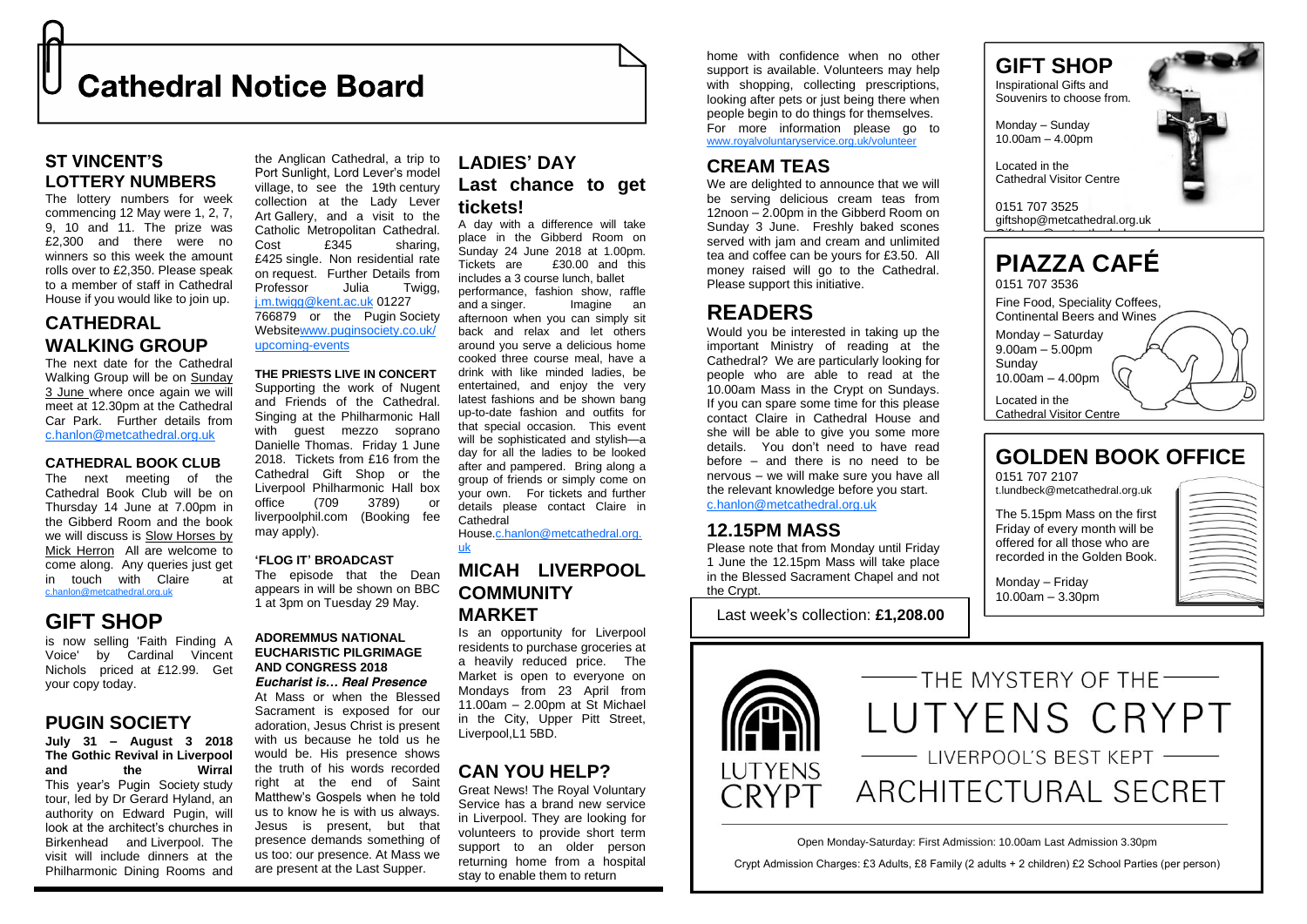# Cathedral Notice Board

## ST VINCENT'S LOTTERY NUMBERS

The lottery numbers for week commencing 12 May were 1, 2, 7, 9, 10 and 11. The prize was £2,300 and there were no winners so this week the amount rolls over to £2,350. Please speak to a member of staff in Cathedral House if you would like to join up.

## CATHEDRAL WALKING GROUP

The next date for the Cathedral Walking Group will be on Sunday 3 June where once again we will meet at 12.30pm at the Cathedral Car Park. Further details from c.hanlon@metcathedral.org.uk

### CATHEDRAL BOOK CLUB

The next meeting of the Cathedral Book Club will be on Thursday 14 June at 7.00pm in the Gibberd Room and the book we will discuss is Slow Horses by Mick Herron All are welcome to come along. Any queries just get in touch with Claire at c.hanlon@metcathedral.org.uk

## GIFT SHOP

is now selling 'Faith Finding A Voice' by Cardinal Vincent Nichols priced at £12.99. Get your copy today.

## PUGIN SOCIETY

**July 31 – August 3 2018 The Gothic Revival in Liverpool and the Wirral**

This year's Pugin Society study tour, led by Dr Gerard Hyland, an authority on Edward Pugin, will look at the architect's churches in Birkenhead and Liverpool. The visit will include dinners at the Philharmonic Dining Rooms and the Anglican Cathedral, a trip to Port Sunlight, Lord Lever's model village, to see the 19th century collection at the Lady Lever Art Gallery, and a visit to the Catholic Metropolitan Cathedral. Cost £345 sharing, £425 single. Non residential rate on request. Further Details from Professor Julia Twigg, j.m.twigg@kent.ac.uk 01227 766879 or the Pugin Society Websitewww.puginsociety.co.uk/upcoming-events

### THE PRIESTS LIVE IN CONCERT

Supporting the work of Nugent and Friends of the Cathedral. Singing at the Philharmonic Hall with guest mezzo soprano Danielle Thomas. Friday 1 June 2018. Tickets from £16 from the Cathedral Gift Shop or the Liverpool Philharmonic Hall box office (709 3789) or liverpoolphil.com (Booking fee may apply).

### 'FLOG IT' BROADCAST

The episode that the Dean appears in will be shown on BBC 1 at 3pm on Tuesday 29 May.

### ADOREMMUS NATIONAL EUCHARISTIC PILGRIMAGE AND CONGRESS 2018

***Eucharist is… Real Presence***

At Mass or when the Blessed Sacrament is exposed for our adoration, Jesus Christ is present with us because he told us he would be. His presence shows the truth of his words recorded right at the end of Saint Matthew's Gospels when he told us to know he is with us always. Jesus is present, but that presence demands something of us too: our presence. At Mass we are present at the Last Supper.

## LADIES' DAY

## Last chance to get tickets!

A day with a difference will take place in the Gibberd Room on Sunday 24 June 2018 at 1.00pm. Tickets are £30.00 and this includes a 3 course lunch, ballet performance, fashion show, raffle and a singer. Imagine an afternoon when you can simply sit back and relax and let others around you serve a delicious home cooked three course meal, have a drink with like minded ladies, be entertained, and enjoy the very latest fashions and be shown bang up-to-date fashion and outfits for that special occasion. This event will be sophisticated and stylish—a day for all the ladies to be looked after and pampered. Bring along a group of friends or simply come on your own. For tickets and further details please contact Claire in Cathedral House.c.hanlon@metcathedral.org.uk

## MICAH LIVERPOOL COMMUNITY MARKET

Is an opportunity for Liverpool residents to purchase groceries at a heavily reduced price. The Market is open to everyone on Mondays from 23 April from 11.00am – 2.00pm at St Michael in the City, Upper Pitt Street, Liverpool,L1 5BD.

## CAN YOU HELP?

Great News! The Royal Voluntary Service has a brand new service in Liverpool. They are looking for volunteers to provide short term support to an older person returning home from a hospital stay to enable them to return home with confidence when no other support is available. Volunteers may help with shopping, collecting prescriptions, looking after pets or just being there when people begin to do things for themselves. For more information please go to www.royalvoluntaryservice.org.uk/volunteer

## CREAM TEAS

We are delighted to announce that we will be serving delicious cream teas from 12noon – 2.00pm in the Gibberd Room on Sunday 3 June. Freshly baked scones served with jam and cream and unlimited tea and coffee can be yours for £3.50. All money raised will go to the Cathedral. Please support this initiative.

## READERS

Would you be interested in taking up the important Ministry of reading at the Cathedral? We are particularly looking for people who are able to read at the 10.00am Mass in the Crypt on Sundays. If you can spare some time for this please contact Claire in Cathedral House and she will be able to give you some more details. You don't need to have read before – and there is no need to be nervous – we will make sure you have all the relevant knowledge before you start. c.hanlon@metcathedral.org.uk

## 12.15PM MASS

Please note that from Monday until Friday 1 June the 12.15pm Mass will take place in the Blessed Sacrament Chapel and not the Crypt.

Last week's collection: **£1,208.00**

## GIFT SHOP

Inspirational Gifts and Souvenirs to choose from.

Monday – Sunday
10.00am – 4.00pm

Located in the Cathedral Visitor Centre

0151 707 3525
giftshop@metcathedral.org.uk

## PIAZZA CAFÉ

0151 707 3536

Fine Food, Speciality Coffees, Continental Beers and Wines

Monday – Saturday
9.00am – 5.00pm
Sunday
10.00am – 4.00pm

Located in the Cathedral Visitor Centre

## GOLDEN BOOK OFFICE

0151 707 2107
t.lundbeck@metcathedral.org.uk

The 5.15pm Mass on the first Friday of every month will be offered for all those who are recorded in the Golden Book.

Monday – Friday
10.00am – 3.30pm

LUTYENS CRYPT

THE MYSTERY OF THE LUTYENS CRYPT

LIVERPOOL'S BEST KEPT ARCHITECTURAL SECRET

Open Monday-Saturday: First Admission: 10.00am Last Admission 3.30pm

Crypt Admission Charges: £3 Adults, £8 Family (2 adults + 2 children) £2 School Parties (per person)